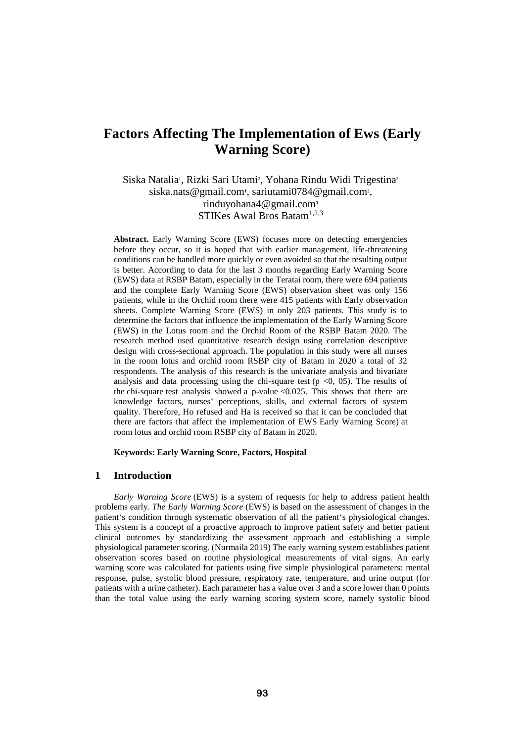# Factors Affecting The Implementation of Ews (Early Warning Score)

Siska Natalia[1], Rizki Sari Utami[2], Yohana Rindu Widi Trigestina[3]
siska.nats@gmail.com[1], sariutami0784@gmail.com[2],
rinduyohana4@gmail.com[3]
STIKes Awal Bros Batam[1,2,3]

**Abstract.** Early Warning Score (EWS) focuses more on detecting emergencies before they occur, so it is hoped that with earlier management, life-threatening conditions can be handled more quickly or even avoided so that the resulting output is better. According to data for the last 3 months regarding Early Warning Score (EWS) data at RSBP Batam, especially in the Teratai room, there were 694 patients and the complete Early Warning Score (EWS) observation sheet was only 156 patients, while in the Orchid room there were 415 patients with Early observation sheets. Complete Warning Score (EWS) in only 203 patients. This study is to determine the factors that influence the implementation of the Early Warning Score (EWS) in the Lotus room and the Orchid Room of the RSBP Batam 2020. The research method used quantitative research design using correlation descriptive design with cross-sectional approach. The population in this study were all nurses in the room lotus and orchid room RSBP city of Batam in 2020 a total of 32 respondents. The analysis of this research is the univariate analysis and bivariate analysis and data processing using the chi-square test (p <0, 05). The results of the chi-square test analysis showed a p-value <0.025. This shows that there are knowledge factors, nurses' perceptions, skills, and external factors of system quality. Therefore, Ho refused and Ha is received so that it can be concluded that there are factors that affect the implementation of EWS Early Warning Score) at room lotus and orchid room RSBP city of Batam in 2020.

**Keywords: Early Warning Score, Factors, Hospital**

## 1 Introduction

*Early Warning Score* (EWS) is a system of requests for help to address patient health problems early. *The Early Warning Score* (EWS) is based on the assessment of changes in the patient's condition through systematic observation of all the patient's physiological changes. This system is a concept of a proactive approach to improve patient safety and better patient clinical outcomes by standardizing the assessment approach and establishing a simple physiological parameter scoring. (Nurmaila 2019) The early warning system establishes patient observation scores based on routine physiological measurements of vital signs. An early warning score was calculated for patients using five simple physiological parameters: mental response, pulse, systolic blood pressure, respiratory rate, temperature, and urine output (for patients with a urine catheter). Each parameter has a value over 3 and a score lower than 0 points than the total value using the early warning scoring system score, namely systolic blood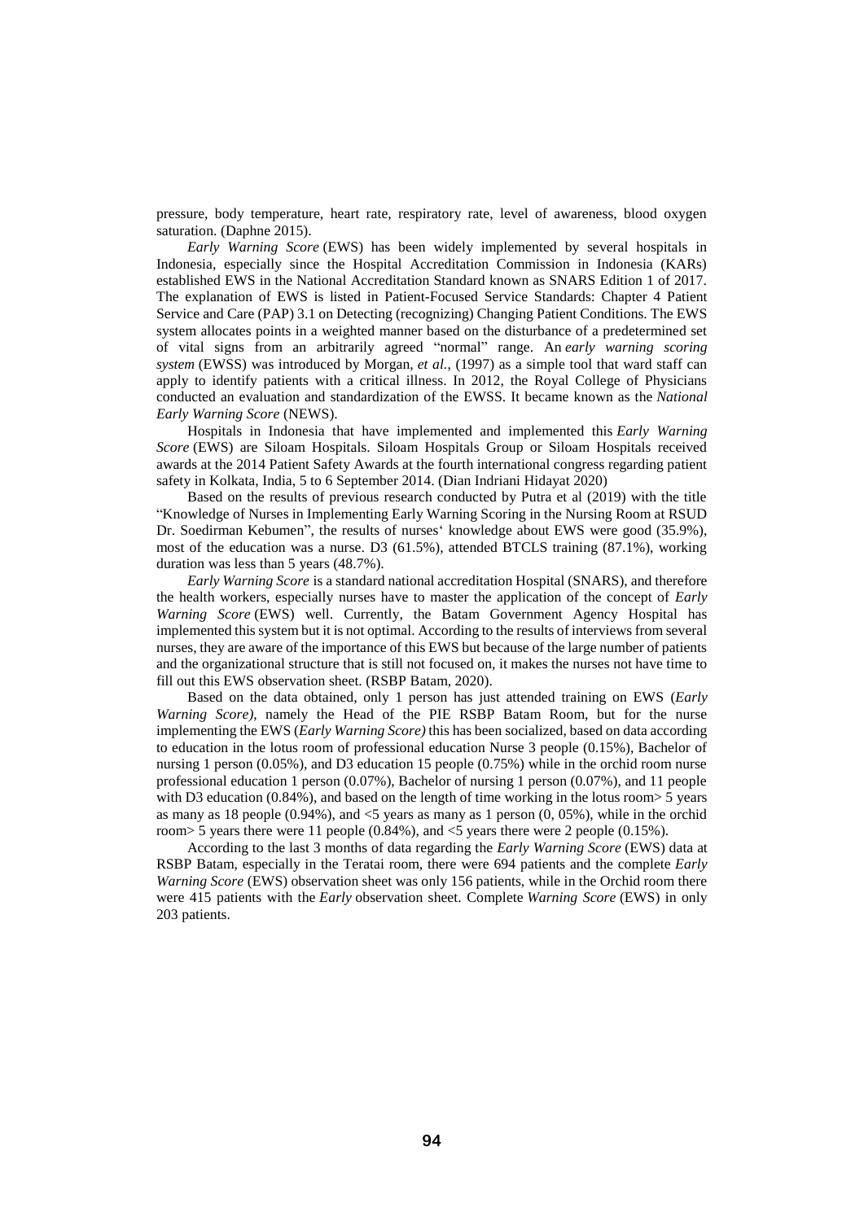pressure, body temperature, heart rate, respiratory rate, level of awareness, blood oxygen saturation. (Daphne 2015).

*Early Warning Score* (EWS) has been widely implemented by several hospitals in Indonesia, especially since the Hospital Accreditation Commission in Indonesia (KARs) established EWS in the National Accreditation Standard known as SNARS Edition 1 of 2017. The explanation of EWS is listed in Patient-Focused Service Standards: Chapter 4 Patient Service and Care (PAP) 3.1 on Detecting (recognizing) Changing Patient Conditions. The EWS system allocates points in a weighted manner based on the disturbance of a predetermined set of vital signs from an arbitrarily agreed "normal" range. An *early warning scoring system* (EWSS) was introduced by Morgan, *et al.*, (1997) as a simple tool that ward staff can apply to identify patients with a critical illness. In 2012, the Royal College of Physicians conducted an evaluation and standardization of the EWSS. It became known as the *National Early Warning Score* (NEWS).

Hospitals in Indonesia that have implemented and implemented this *Early Warning Score* (EWS) are Siloam Hospitals. Siloam Hospitals Group or Siloam Hospitals received awards at the 2014 Patient Safety Awards at the fourth international congress regarding patient safety in Kolkata, India, 5 to 6 September 2014. (Dian Indriani Hidayat 2020)

Based on the results of previous research conducted by Putra et al (2019) with the title "Knowledge of Nurses in Implementing Early Warning Scoring in the Nursing Room at RSUD Dr. Soedirman Kebumen", the results of nurses' knowledge about EWS were good (35.9%), most of the education was a nurse. D3 (61.5%), attended BTCLS training (87.1%), working duration was less than 5 years (48.7%).

*Early Warning Score* is a standard national accreditation Hospital (SNARS), and therefore the health workers, especially nurses have to master the application of the concept of *Early Warning Score* (EWS) well. Currently, the Batam Government Agency Hospital has implemented this system but it is not optimal. According to the results of interviews from several nurses, they are aware of the importance of this EWS but because of the large number of patients and the organizational structure that is still not focused on, it makes the nurses not have time to fill out this EWS observation sheet. (RSBP Batam, 2020).

Based on the data obtained, only 1 person has just attended training on EWS (*Early Warning Score)*, namely the Head of the PIE RSBP Batam Room, but for the nurse implementing the EWS (*Early Warning Score)* this has been socialized, based on data according to education in the lotus room of professional education Nurse 3 people (0.15%), Bachelor of nursing 1 person (0.05%), and D3 education 15 people (0.75%) while in the orchid room nurse professional education 1 person (0.07%), Bachelor of nursing 1 person (0.07%), and 11 people with D3 education (0.84%), and based on the length of time working in the lotus room> 5 years as many as 18 people (0.94%), and <5 years as many as 1 person (0, 05%), while in the orchid room> 5 years there were 11 people (0.84%), and <5 years there were 2 people (0.15%).

According to the last 3 months of data regarding the *Early Warning Score* (EWS) data at RSBP Batam, especially in the Teratai room, there were 694 patients and the complete *Early Warning Score* (EWS) observation sheet was only 156 patients, while in the Orchid room there were 415 patients with the *Early* observation sheet. Complete *Warning Score* (EWS) in only 203 patients.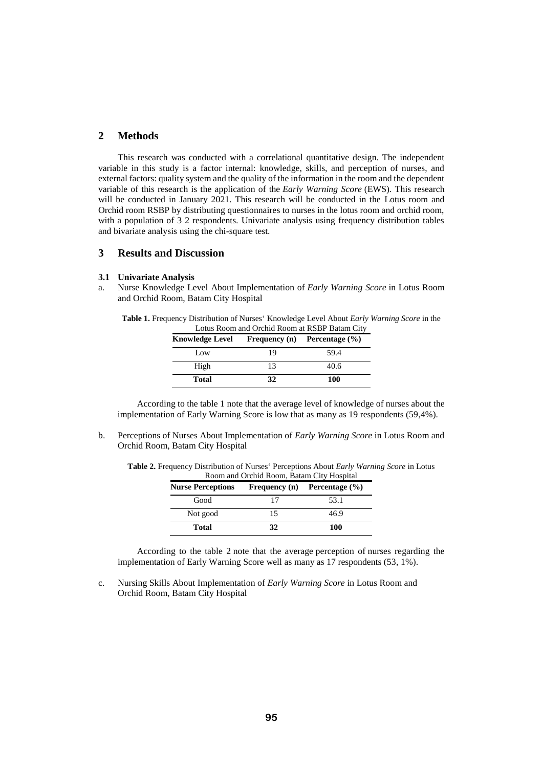## 2 Methods

This research was conducted with a correlational quantitative design. The independent variable in this study is a factor internal: knowledge, skills, and perception of nurses, and external factors: quality system and the quality of the information in the room and the dependent variable of this research is the application of the *Early Warning Score* (EWS). This research will be conducted in January 2021. This research will be conducted in the Lotus room and Orchid room RSBP by distributing questionnaires to nurses in the lotus room and orchid room, with a population of 3 2 respondents. Univariate analysis using frequency distribution tables and bivariate analysis using the chi-square test.

## 3 Results and Discussion

### 3.1 Univariate Analysis

a. Nurse Knowledge Level About Implementation of *Early Warning Score* in Lotus Room and Orchid Room, Batam City Hospital

**Table 1.** Frequency Distribution of Nurses' Knowledge Level About *Early Warning Score* in the Lotus Room and Orchid Room at RSBP Batam City

| Knowledge Level | Frequency (n) | Percentage (%) |
|---|---|---|
| Low | 19 | 59.4 |
| High | 13 | 40.6 |
| **Total** | **32** | **100** |

According to the table 1 note that the average level of knowledge of nurses about the implementation of Early Warning Score is low that as many as 19 respondents (59,4%).

b. Perceptions of Nurses About Implementation of *Early Warning Score* in Lotus Room and Orchid Room, Batam City Hospital

**Table 2.** Frequency Distribution of Nurses' Perceptions About *Early Warning Score* in Lotus Room and Orchid Room, Batam City Hospital

| Nurse Perceptions | Frequency (n) | Percentage (%) |
|---|---|---|
| Good | 17 | 53.1 |
| Not good | 15 | 46.9 |
| **Total** | **32** | **100** |

According to the table 2 note that the average perception of nurses regarding the implementation of Early Warning Score well as many as 17 respondents (53, 1%).

c. Nursing Skills About Implementation of *Early Warning Score* in Lotus Room and Orchid Room, Batam City Hospital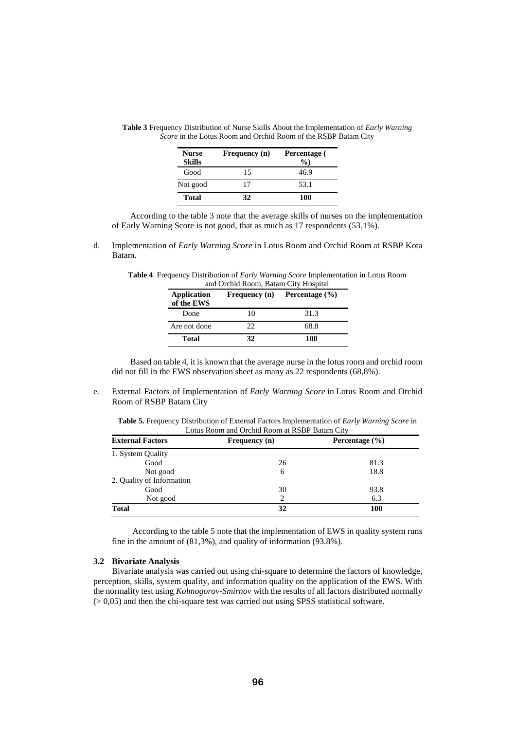**Table 3** Frequency Distribution of Nurse Skills About the Implementation of *Early Warning Score* in the Lotus Room and Orchid Room of the RSBP Batam City

| Nurse Skills | Frequency (n) | Percentage ( %) |
|---|---|---|
| Good | 15 | 46.9 |
| Not good | 17 | 53.1 |
| **Total** | **32** | **100** |

According to the table 3 note that the average skills of nurses on the implementation of Early Warning Score is not good, that as much as 17 respondents (53,1%).

d. Implementation of *Early Warning Score* in Lotus Room and Orchid Room at RSBP Kota Batam.

**Table 4**. Frequency Distribution of *Early Warning Score* Implementation in Lotus Room and Orchid Room, Batam City Hospital

| Application of the EWS | Frequency (n) | Percentage (%) |
|---|---|---|
| Done | 10 | 31.3 |
| Are not done | 22 | 68.8 |
| **Total** | **32** | **100** |

Based on table 4, it is known that the average nurse in the lotus room and orchid room did not fill in the EWS observation sheet as many as 22 respondents (68,8%).

e. External Factors of Implementation of *Early Warning Score* in Lotus Room and Orchid Room of RSBP Batam City

**Table 5.** Frequency Distribution of External Factors Implementation of *Early Warning Score* in Lotus Room and Orchid Room at RSBP Batam City

| External Factors | Frequency (n) | Percentage (%) |
|---|---|---|
| 1. System Quality | | |
| Good | 26 | 81.3 |
| Not good | 6 | 18.8 |
| 2. Quality of Information | | |
| Good | 30 | 93.8 |
| Not good | 2 | 6.3 |
| **Total** | **32** | **100** |

According to the table 5 note that the implementation of EWS in quality system runs fine in the amount of (81,3%), and quality of information (93.8%).

### 3.2 Bivariate Analysis

Bivariate analysis was carried out using chi-square to determine the factors of knowledge, perception, skills, system quality, and information quality on the application of the EWS. With the normality test using *Kolmogorov-Smirnov* with the results of all factors distributed normally (> 0,05) and then the chi-square test was carried out using SPSS statistical software.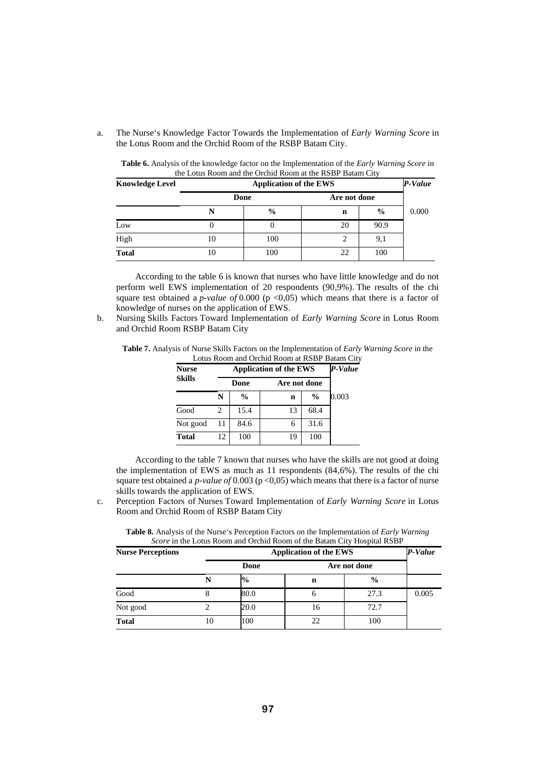a. The Nurse's Knowledge Factor Towards the Implementation of *Early Warning Score* in the Lotus Room and the Orchid Room of the RSBP Batam City.

**Table 6.** Analysis of the knowledge factor on the Implementation of the *Early Warning Score* in the Lotus Room and the Orchid Room at the RSBP Batam City

| Knowledge Level | Application of the EWS | | | | *P-Value* |
|---|---|---|---|---|---|
| | Done | | Are not done | | |
| | N | % | n | % | 0.000 |
| Low | 0 | 0 | 20 | 90.9 | |
| High | 10 | 100 | 2 | 9,1 | |
| **Total** | 10 | 100 | 22 | 100 | |

According to the table 6 is known that nurses who have little knowledge and do not perform well EWS implementation of 20 respondents (90,9%). The results of the chi square test obtained a *p-value of* 0.000 ($p < 0{,}05$) which means that there is a factor of knowledge of nurses on the application of EWS.

b. Nursing Skills Factors Toward Implementation of *Early Warning Score* in Lotus Room and Orchid Room RSBP Batam City

**Table 7.** Analysis of Nurse Skills Factors on the Implementation of *Early Warning Score* in the Lotus Room and Orchid Room at RSBP Batam City

| Nurse Skills | Application of the EWS | | | | *P-Value* |
|---|---|---|---|---|---|
| | Done | | Are not done | | |
| | N | % | n | % | 0.003 |
| Good | 2 | 15.4 | 13 | 68.4 | |
| Not good | 11 | 84.6 | 6 | 31.6 | |
| **Total** | 12 | 100 | 19 | 100 | |

According to the table 7 known that nurses who have the skills are not good at doing the implementation of EWS as much as 11 respondents (84,6%). The results of the chi square test obtained a *p-value of* 0.003 ($p < 0{,}05$) which means that there is a factor of nurse skills towards the application of EWS.

c. Perception Factors of Nurses Toward Implementation of *Early Warning Score* in Lotus Room and Orchid Room of RSBP Batam City

**Table 8.** Analysis of the Nurse's Perception Factors on the Implementation of *Early Warning Score* in the Lotus Room and Orchid Room of the Batam City Hospital RSBP

| Nurse Perceptions | Application of the EWS | | | | *P-Value* |
|---|---|---|---|---|---|
| | Done | | Are not done | | |
| | N | % | n | % | |
| Good | 8 | 80.0 | 6 | 27.3 | 0.005 |
| Not good | 2 | 20.0 | 16 | 72.7 | |
| **Total** | 10 | 100 | 22 | 100 | |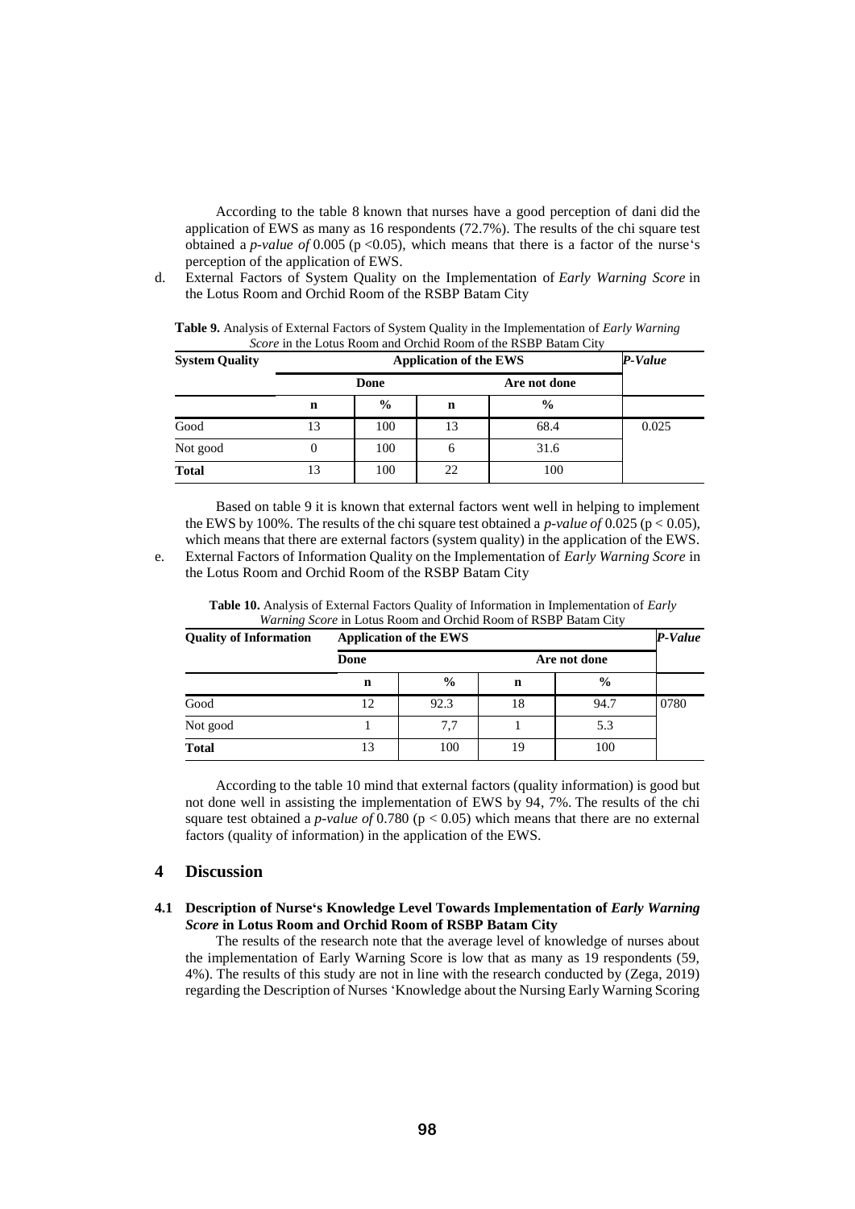According to the table 8 known that nurses have a good perception of dani did the application of EWS as many as 16 respondents (72.7%). The results of the chi square test obtained a *p-value of* 0.005 ($p < 0.05$), which means that there is a factor of the nurse's perception of the application of EWS.

d. External Factors of System Quality on the Implementation of *Early Warning Score* in the Lotus Room and Orchid Room of the RSBP Batam City

**Table 9.** Analysis of External Factors of System Quality in the Implementation of *Early Warning Score* in the Lotus Room and Orchid Room of the RSBP Batam City

| System Quality | Application of the EWS | | | | *P-Value* |
|---|---|---|---|---|---|
| | Done | | Are not done | | |
| | n | % | n | % | |
| Good | 13 | 100 | 13 | 68.4 | 0.025 |
| Not good | 0 | 100 | 6 | 31.6 | |
| **Total** | 13 | 100 | 22 | 100 | |

Based on table 9 it is known that external factors went well in helping to implement the EWS by 100%. The results of the chi square test obtained a *p-value of* 0.025 ($p < 0.05$), which means that there are external factors (system quality) in the application of the EWS.

e. External Factors of Information Quality on the Implementation of *Early Warning Score* in the Lotus Room and Orchid Room of the RSBP Batam City

**Table 10.** Analysis of External Factors Quality of Information in Implementation of *Early Warning Score* in Lotus Room and Orchid Room of RSBP Batam City

| Quality of Information | Application of the EWS | | | | *P-Value* |
|---|---|---|---|---|---|
| | Done | | Are not done | | |
| | n | % | n | % | |
| Good | 12 | 92.3 | 18 | 94.7 | 0780 |
| Not good | 1 | 7,7 | 1 | 5.3 | |
| **Total** | 13 | 100 | 19 | 100 | |

According to the table 10 mind that external factors (quality information) is good but not done well in assisting the implementation of EWS by 94, 7%. The results of the chi square test obtained a *p-value of* 0.780 ($p < 0.05$) which means that there are no external factors (quality of information) in the application of the EWS.

## 4 Discussion

### 4.1 Description of Nurse's Knowledge Level Towards Implementation of *Early Warning Score* in Lotus Room and Orchid Room of RSBP Batam City

The results of the research note that the average level of knowledge of nurses about the implementation of Early Warning Score is low that as many as 19 respondents (59, 4%). The results of this study are not in line with the research conducted by (Zega, 2019) regarding the Description of Nurses 'Knowledge about the Nursing Early Warning Scoring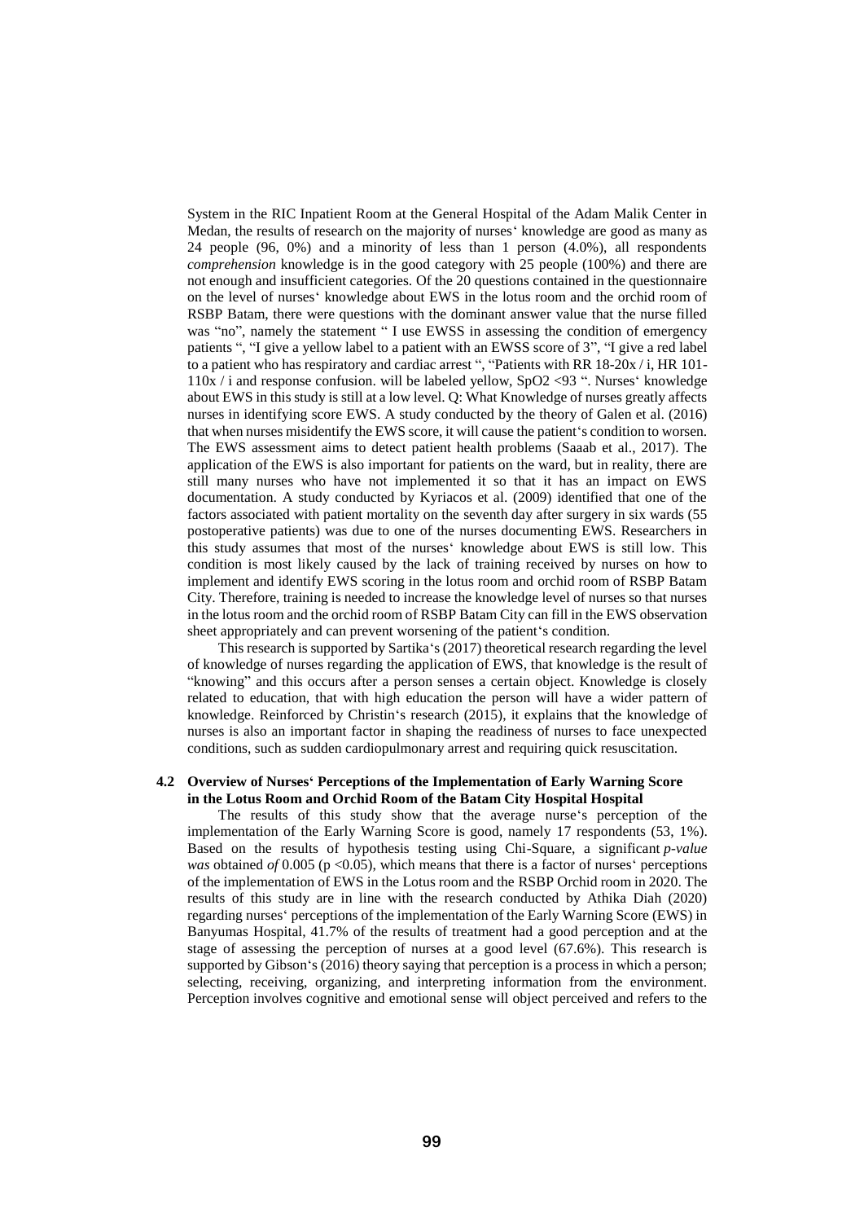System in the RIC Inpatient Room at the General Hospital of the Adam Malik Center in Medan, the results of research on the majority of nurses' knowledge are good as many as 24 people (96, 0%) and a minority of less than 1 person (4.0%), all respondents *comprehension* knowledge is in the good category with 25 people (100%) and there are not enough and insufficient categories. Of the 20 questions contained in the questionnaire on the level of nurses' knowledge about EWS in the lotus room and the orchid room of RSBP Batam, there were questions with the dominant answer value that the nurse filled was "no", namely the statement " I use EWSS in assessing the condition of emergency patients ", "I give a yellow label to a patient with an EWSS score of 3", "I give a red label to a patient who has respiratory and cardiac arrest ", "Patients with RR 18-20x / i, HR 101-110x / i and response confusion. will be labeled yellow, SpO2 <93 ". Nurses' knowledge about EWS in this study is still at a low level. Q: What Knowledge of nurses greatly affects nurses in identifying score EWS. A study conducted by the theory of Galen et al. (2016) that when nurses misidentify the EWS score, it will cause the patient's condition to worsen. The EWS assessment aims to detect patient health problems (Saaab et al., 2017). The application of the EWS is also important for patients on the ward, but in reality, there are still many nurses who have not implemented it so that it has an impact on EWS documentation. A study conducted by Kyriacos et al. (2009) identified that one of the factors associated with patient mortality on the seventh day after surgery in six wards (55 postoperative patients) was due to one of the nurses documenting EWS. Researchers in this study assumes that most of the nurses' knowledge about EWS is still low. This condition is most likely caused by the lack of training received by nurses on how to implement and identify EWS scoring in the lotus room and orchid room of RSBP Batam City. Therefore, training is needed to increase the knowledge level of nurses so that nurses in the lotus room and the orchid room of RSBP Batam City can fill in the EWS observation sheet appropriately and can prevent worsening of the patient's condition.

This research is supported by Sartika's (2017) theoretical research regarding the level of knowledge of nurses regarding the application of EWS, that knowledge is the result of "knowing" and this occurs after a person senses a certain object. Knowledge is closely related to education, that with high education the person will have a wider pattern of knowledge. Reinforced by Christin's research (2015), it explains that the knowledge of nurses is also an important factor in shaping the readiness of nurses to face unexpected conditions, such as sudden cardiopulmonary arrest and requiring quick resuscitation.

### 4.2 Overview of Nurses' Perceptions of the Implementation of Early Warning Score in the Lotus Room and Orchid Room of the Batam City Hospital Hospital

The results of this study show that the average nurse's perception of the implementation of the Early Warning Score is good, namely 17 respondents (53, 1%). Based on the results of hypothesis testing using Chi-Square, a significant *p-value was* obtained *of* 0.005 ($p < 0.05$), which means that there is a factor of nurses' perceptions of the implementation of EWS in the Lotus room and the RSBP Orchid room in 2020. The results of this study are in line with the research conducted by Athika Diah (2020) regarding nurses' perceptions of the implementation of the Early Warning Score (EWS) in Banyumas Hospital, 41.7% of the results of treatment had a good perception and at the stage of assessing the perception of nurses at a good level (67.6%). This research is supported by Gibson's (2016) theory saying that perception is a process in which a person; selecting, receiving, organizing, and interpreting information from the environment. Perception involves cognitive and emotional sense will object perceived and refers to the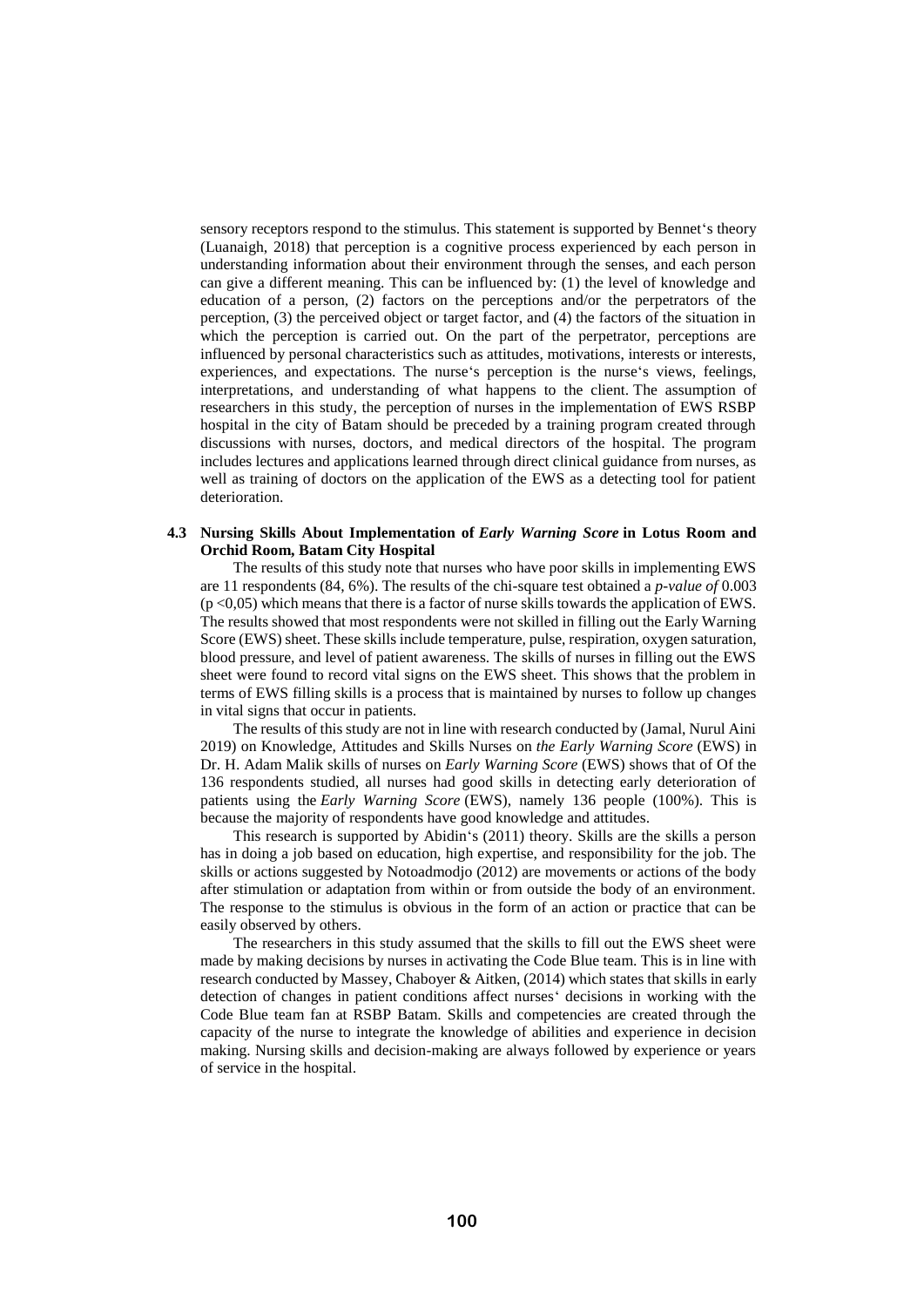sensory receptors respond to the stimulus. This statement is supported by Bennet's theory (Luanaigh, 2018) that perception is a cognitive process experienced by each person in understanding information about their environment through the senses, and each person can give a different meaning. This can be influenced by: (1) the level of knowledge and education of a person, (2) factors on the perceptions and/or the perpetrators of the perception, (3) the perceived object or target factor, and (4) the factors of the situation in which the perception is carried out. On the part of the perpetrator, perceptions are influenced by personal characteristics such as attitudes, motivations, interests or interests, experiences, and expectations. The nurse's perception is the nurse's views, feelings, interpretations, and understanding of what happens to the client. The assumption of researchers in this study, the perception of nurses in the implementation of EWS RSBP hospital in the city of Batam should be preceded by a training program created through discussions with nurses, doctors, and medical directors of the hospital. The program includes lectures and applications learned through direct clinical guidance from nurses, as well as training of doctors on the application of the EWS as a detecting tool for patient deterioration.

### 4.3 Nursing Skills About Implementation of *Early Warning Score* in Lotus Room and Orchid Room, Batam City Hospital

The results of this study note that nurses who have poor skills in implementing EWS are 11 respondents (84, 6%). The results of the chi-square test obtained a *p-value of* 0.003 ($p < 0{,}05$) which means that there is a factor of nurse skills towards the application of EWS. The results showed that most respondents were not skilled in filling out the Early Warning Score (EWS) sheet. These skills include temperature, pulse, respiration, oxygen saturation, blood pressure, and level of patient awareness. The skills of nurses in filling out the EWS sheet were found to record vital signs on the EWS sheet. This shows that the problem in terms of EWS filling skills is a process that is maintained by nurses to follow up changes in vital signs that occur in patients.

The results of this study are not in line with research conducted by (Jamal, Nurul Aini 2019) on Knowledge, Attitudes and Skills Nurses on *the Early Warning Score* (EWS) in Dr. H. Adam Malik skills of nurses on *Early Warning Score* (EWS) shows that of Of the 136 respondents studied, all nurses had good skills in detecting early deterioration of patients using the *Early Warning Score* (EWS), namely 136 people (100%). This is because the majority of respondents have good knowledge and attitudes.

This research is supported by Abidin's (2011) theory. Skills are the skills a person has in doing a job based on education, high expertise, and responsibility for the job. The skills or actions suggested by Notoadmodjo (2012) are movements or actions of the body after stimulation or adaptation from within or from outside the body of an environment. The response to the stimulus is obvious in the form of an action or practice that can be easily observed by others.

The researchers in this study assumed that the skills to fill out the EWS sheet were made by making decisions by nurses in activating the Code Blue team. This is in line with research conducted by Massey, Chaboyer & Aitken, (2014) which states that skills in early detection of changes in patient conditions affect nurses' decisions in working with the Code Blue team fan at RSBP Batam. Skills and competencies are created through the capacity of the nurse to integrate the knowledge of abilities and experience in decision making. Nursing skills and decision-making are always followed by experience or years of service in the hospital.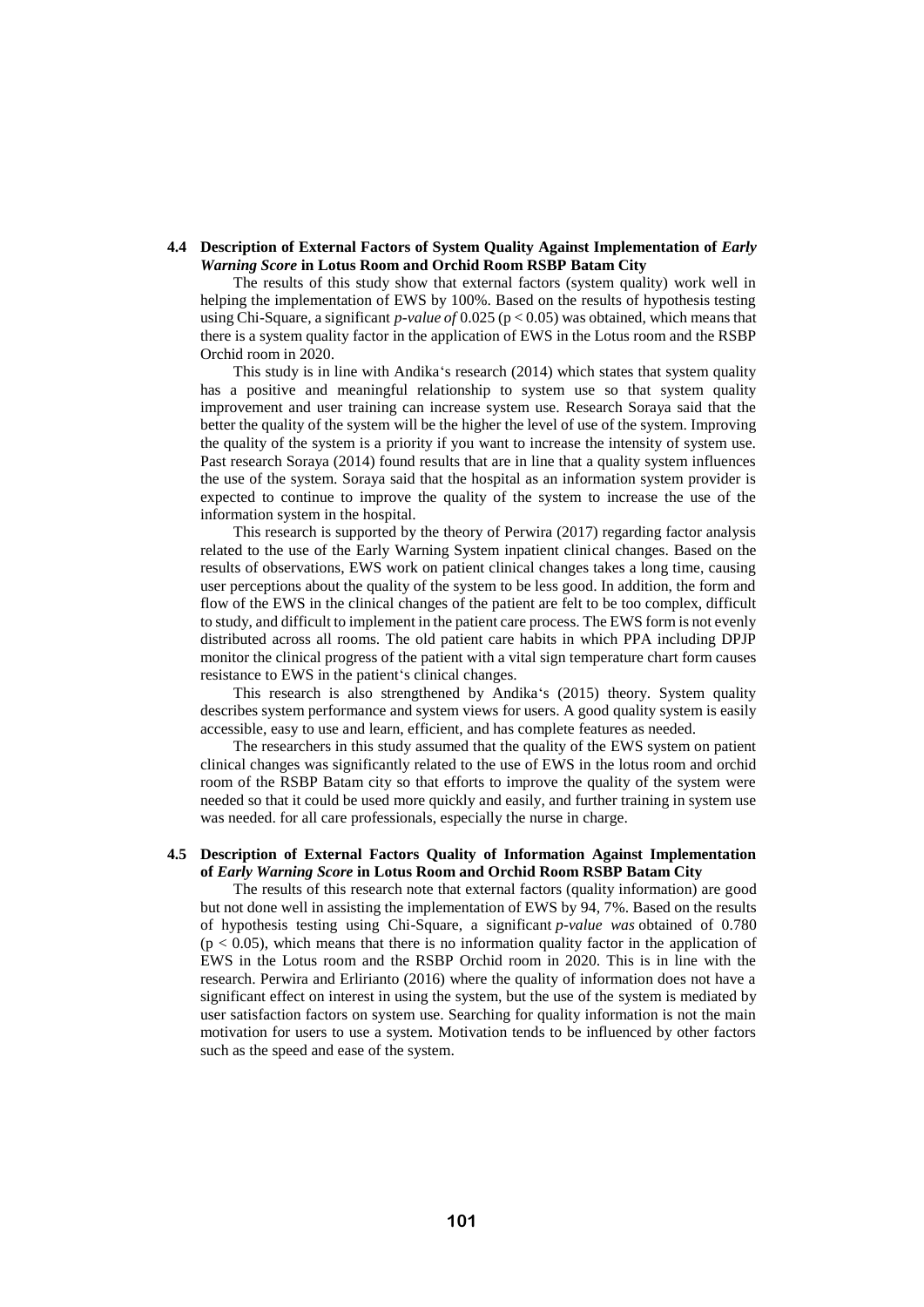### 4.4 Description of External Factors of System Quality Against Implementation of *Early Warning Score* in Lotus Room and Orchid Room RSBP Batam City

The results of this study show that external factors (system quality) work well in helping the implementation of EWS by 100%. Based on the results of hypothesis testing using Chi-Square, a significant *p-value of* 0.025 ($p < 0.05$) was obtained, which means that there is a system quality factor in the application of EWS in the Lotus room and the RSBP Orchid room in 2020.

This study is in line with Andika's research (2014) which states that system quality has a positive and meaningful relationship to system use so that system quality improvement and user training can increase system use. Research Soraya said that the better the quality of the system will be the higher the level of use of the system. Improving the quality of the system is a priority if you want to increase the intensity of system use. Past research Soraya (2014) found results that are in line that a quality system influences the use of the system. Soraya said that the hospital as an information system provider is expected to continue to improve the quality of the system to increase the use of the information system in the hospital.

This research is supported by the theory of Perwira (2017) regarding factor analysis related to the use of the Early Warning System inpatient clinical changes. Based on the results of observations, EWS work on patient clinical changes takes a long time, causing user perceptions about the quality of the system to be less good. In addition, the form and flow of the EWS in the clinical changes of the patient are felt to be too complex, difficult to study, and difficult to implement in the patient care process. The EWS form is not evenly distributed across all rooms. The old patient care habits in which PPA including DPJP monitor the clinical progress of the patient with a vital sign temperature chart form causes resistance to EWS in the patient's clinical changes.

This research is also strengthened by Andika's (2015) theory. System quality describes system performance and system views for users. A good quality system is easily accessible, easy to use and learn, efficient, and has complete features as needed.

The researchers in this study assumed that the quality of the EWS system on patient clinical changes was significantly related to the use of EWS in the lotus room and orchid room of the RSBP Batam city so that efforts to improve the quality of the system were needed so that it could be used more quickly and easily, and further training in system use was needed. for all care professionals, especially the nurse in charge.

### 4.5 Description of External Factors Quality of Information Against Implementation of *Early Warning Score* in Lotus Room and Orchid Room RSBP Batam City

The results of this research note that external factors (quality information) are good but not done well in assisting the implementation of EWS by 94, 7%. Based on the results of hypothesis testing using Chi-Square, a significant *p-value was* obtained of 0.780 ($p < 0.05$), which means that there is no information quality factor in the application of EWS in the Lotus room and the RSBP Orchid room in 2020. This is in line with the research. Perwira and Erlirianto (2016) where the quality of information does not have a significant effect on interest in using the system, but the use of the system is mediated by user satisfaction factors on system use. Searching for quality information is not the main motivation for users to use a system. Motivation tends to be influenced by other factors such as the speed and ease of the system.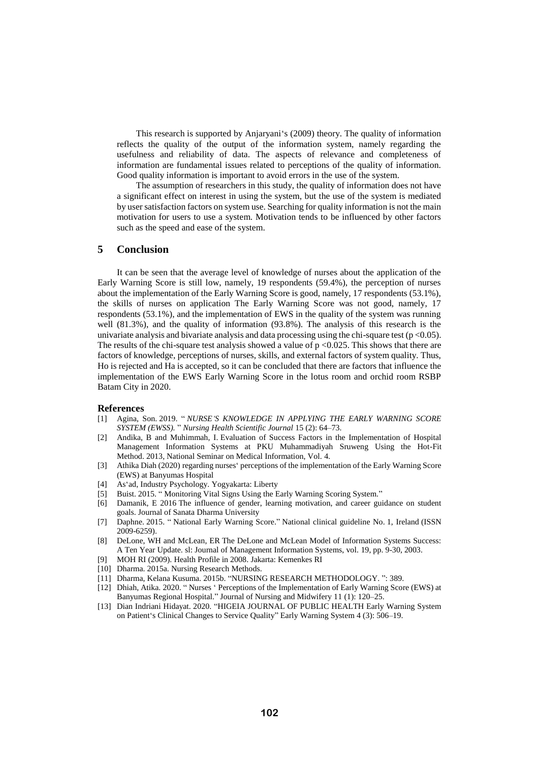This research is supported by Anjaryani's (2009) theory. The quality of information reflects the quality of the output of the information system, namely regarding the usefulness and reliability of data. The aspects of relevance and completeness of information are fundamental issues related to perceptions of the quality of information. Good quality information is important to avoid errors in the use of the system.

The assumption of researchers in this study, the quality of information does not have a significant effect on interest in using the system, but the use of the system is mediated by user satisfaction factors on system use. Searching for quality information is not the main motivation for users to use a system. Motivation tends to be influenced by other factors such as the speed and ease of the system.

## 5 Conclusion

It can be seen that the average level of knowledge of nurses about the application of the Early Warning Score is still low, namely, 19 respondents (59.4%), the perception of nurses about the implementation of the Early Warning Score is good, namely, 17 respondents (53.1%), the skills of nurses on application The Early Warning Score was not good, namely, 17 respondents (53.1%), and the implementation of EWS in the quality of the system was running well (81.3%), and the quality of information (93.8%). The analysis of this research is the univariate analysis and bivariate analysis and data processing using the chi-square test ($p < 0.05$). The results of the chi-square test analysis showed a value of $p < 0.025$. This shows that there are factors of knowledge, perceptions of nurses, skills, and external factors of system quality. Thus, Ho is rejected and Ha is accepted, so it can be concluded that there are factors that influence the implementation of the EWS Early Warning Score in the lotus room and orchid room RSBP Batam City in 2020.

### References

[1] Agina, Son. 2019. " *NURSE'S KNOWLEDGE IN APPLYING THE EARLY WARNING SCORE SYSTEM (EWSS).* " *Nursing Health Scientific Journal* 15 (2): 64–73.

[2] Andika, B and Muhimmah, I. Evaluation of Success Factors in the Implementation of Hospital Management Information Systems at PKU Muhammadiyah Sruweng Using the Hot-Fit Method. 2013, National Seminar on Medical Information, Vol. 4.

[3] Athika Diah (2020) regarding nurses' perceptions of the implementation of the Early Warning Score (EWS) at Banyumas Hospital

[4] As'ad, Industry Psychology. Yogyakarta: Liberty

[5] Buist. 2015. " Monitoring Vital Signs Using the Early Warning Scoring System."

[6] Damanik, E 2016 The influence of gender, learning motivation, and career guidance on student goals. Journal of Sanata Dharma University

[7] Daphne. 2015. " National Early Warning Score." National clinical guideline No. 1, Ireland (ISSN 2009-6259).

[8] DeLone, WH and McLean, ER The DeLone and McLean Model of Information Systems Success: A Ten Year Update. sl: Journal of Management Information Systems, vol. 19, pp. 9-30, 2003.

[9] MOH RI (2009). Health Profile in 2008. Jakarta: Kemenkes RI

[10] Dharma. 2015a. Nursing Research Methods.

[11] Dharma, Kelana Kusuma. 2015b. "NURSING RESEARCH METHODOLOGY. ": 389.

[12] Dhiah, Atika. 2020. " Nurses ' Perceptions of the Implementation of Early Warning Score (EWS) at Banyumas Regional Hospital." Journal of Nursing and Midwifery 11 (1): 120–25.

[13] Dian Indriani Hidayat. 2020. "HIGEIA JOURNAL OF PUBLIC HEALTH Early Warning System on Patient's Clinical Changes to Service Quality" Early Warning System 4 (3): 506–19.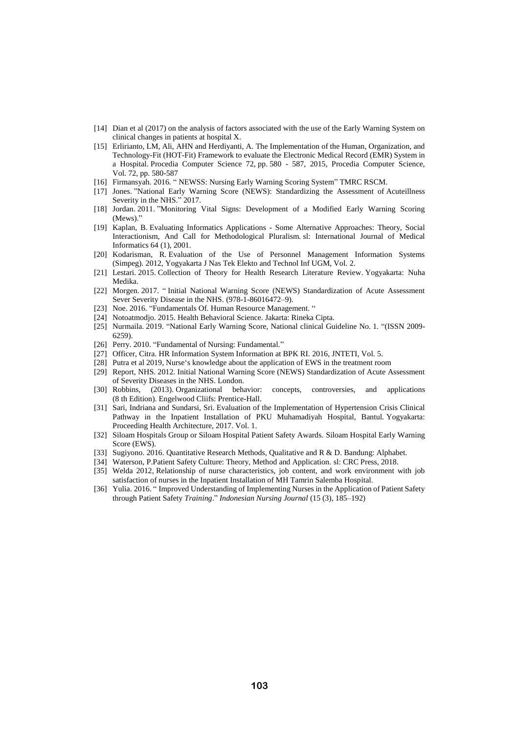[14] Dian et al (2017) on the analysis of factors associated with the use of the Early Warning System on clinical changes in patients at hospital X.

[15] Erlirianto, LM, Ali, AHN and Herdiyanti, A. The Implementation of the Human, Organization, and Technology-Fit (HOT-Fit) Framework to evaluate the Electronic Medical Record (EMR) System in a Hospital. Procedia Computer Science 72, pp. 580 - 587, 2015, Procedia Computer Science, Vol. 72, pp. 580-587

[16] Firmansyah. 2016. " NEWSS: Nursing Early Warning Scoring System" TMRC RSCM.

[17] Jones. "National Early Warning Score (NEWS): Standardizing the Assessment of Acuteillness Severity in the NHS." 2017.

[18] Jordan. 2011. "Monitoring Vital Signs: Development of a Modified Early Warning Scoring (Mews)."

[19] Kaplan, B. Evaluating Informatics Applications - Some Alternative Approaches: Theory, Social Interactionism, And Call for Methodological Pluralism. sl: International Journal of Medical Informatics 64 (1), 2001.

[20] Kodarisman, R. Evaluation of the Use of Personnel Management Information Systems (Simpeg). 2012, Yogyakarta J Nas Tek Elekto and Technol Inf UGM, Vol. 2.

[21] Lestari. 2015. Collection of Theory for Health Research Literature Review. Yogyakarta: Nuha Medika.

[22] Morgen. 2017. " Initial National Warning Score (NEWS) Standardization of Acute Assessment Sever Severity Disease in the NHS. (978-1-86016472–9).

[23] Noe. 2016. "Fundamentals Of. Human Resource Management. "

[24] Notoatmodjo. 2015. Health Behavioral Science. Jakarta: Rineka Cipta.

[25] Nurmaila. 2019. "National Early Warning Score, National clinical Guideline No. 1. "(ISSN 2009-6259).

[26] Perry. 2010. "Fundamental of Nursing: Fundamental."

[27] Officer, Citra. HR Information System Information at BPK RI. 2016, JNTETI, Vol. 5.

[28] Putra et al 2019, Nurse's knowledge about the application of EWS in the treatment room

[29] Report, NHS. 2012. Initial National Warning Score (NEWS) Standardization of Acute Assessment of Severity Diseases in the NHS. London.

[30] Robbins, (2013). Organizational behavior: concepts, controversies, and applications (8 th Edition). Engelwood Cliifs: Prentice-Hall.

[31] Sari, Indriana and Sundarsi, Sri. Evaluation of the Implementation of Hypertension Crisis Clinical Pathway in the Inpatient Installation of PKU Muhamadiyah Hospital, Bantul. Yogyakarta: Proceeding Health Architecture, 2017. Vol. 1.

[32] Siloam Hospitals Group or Siloam Hospital Patient Safety Awards. Siloam Hospital Early Warning Score (EWS).

[33] Sugiyono. 2016. Quantitative Research Methods, Qualitative and R & D. Bandung: Alphabet.

[34] Waterson, P.Patient Safety Culture: Theory, Method and Application. sl: CRC Press, 2018.

[35] Welda 2012, Relationship of nurse characteristics, job content, and work environment with job satisfaction of nurses in the Inpatient Installation of MH Tamrin Salemba Hospital.

[36] Yulia. 2016. " Improved Understanding of Implementing Nurses in the Application of Patient Safety through Patient Safety *Training*." *Indonesian Nursing Journal* (15 (3), 185–192)